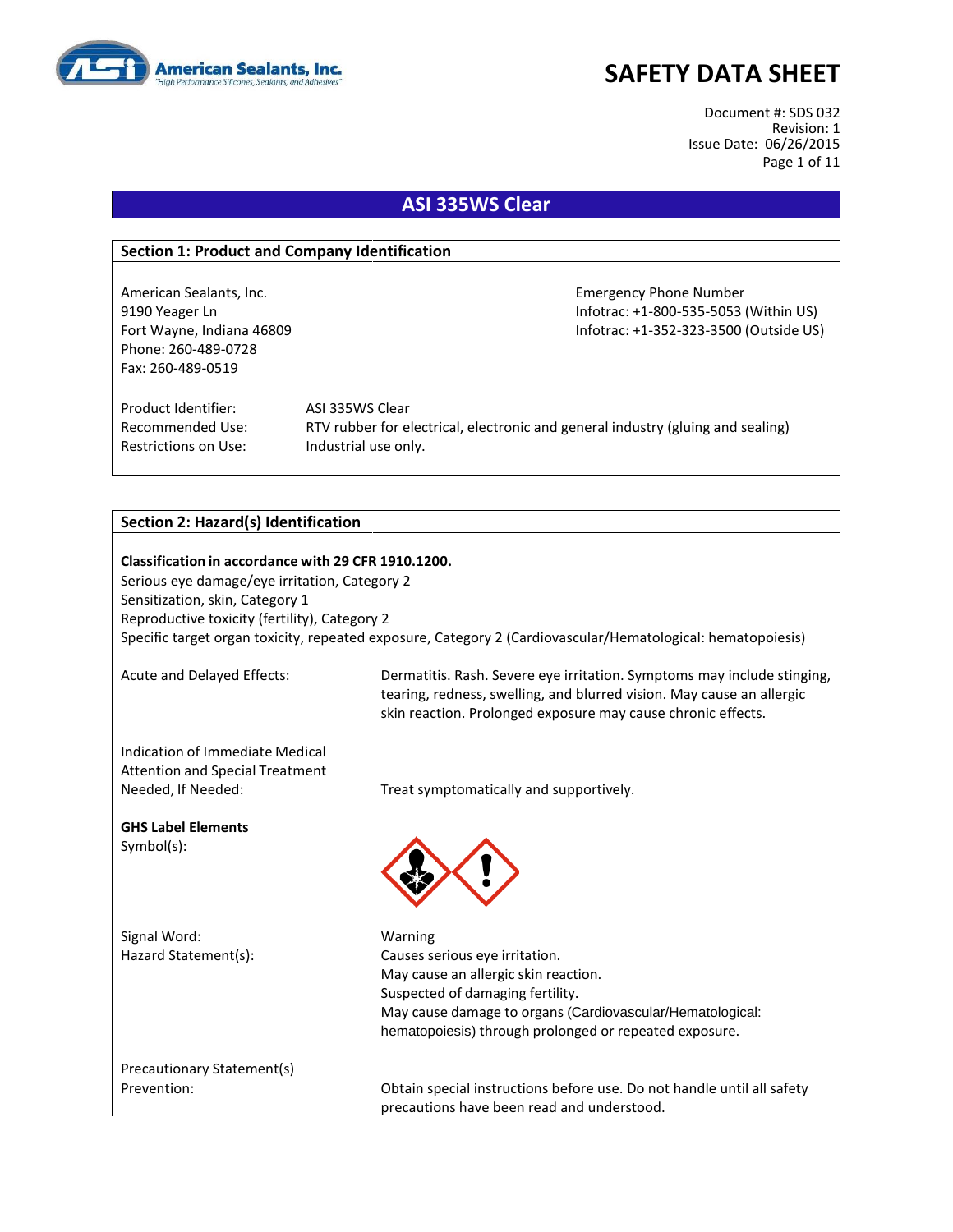# SAFETY DATA SHEET

American Sealants, Inc.
"High Performance Silicones, Sealants, and Adhesives"

Document #: SDS 032
Revision: 1
Issue Date: 06/26/2015

## ASI 335WS Clear

### Section 1: Product and Company Identification

American Sealants, Inc.
9190 Yeager Ln
Fort Wayne, Indiana 46809
Phone: 260-489-0728
Fax: 260-489-0519

Emergency Phone Number
Infotrac: +1-800-535-5053 (Within US)
Infotrac: +1-352-323-3500 (Outside US)

Product Identifier: ASI 335WS Clear
Recommended Use: RTV rubber for electrical, electronic and general industry (gluing and sealing)
Restrictions on Use: Industrial use only.

### Section 2: Hazard(s) Identification

**Classification in accordance with 29 CFR 1910.1200.**
Serious eye damage/eye irritation, Category 2
Sensitization, skin, Category 1
Reproductive toxicity (fertility), Category 2
Specific target organ toxicity, repeated exposure, Category 2 (Cardiovascular/Hematological: hematopoiesis)

Acute and Delayed Effects: Dermatitis. Rash. Severe eye irritation. Symptoms may include stinging, tearing, redness, swelling, and blurred vision. May cause an allergic skin reaction. Prolonged exposure may cause chronic effects.

Indication of Immediate Medical Attention and Special Treatment Needed, If Needed: Treat symptomatically and supportively.

**GHS Label Elements**
Symbol(s):

Signal Word: Warning
Hazard Statement(s):
Causes serious eye irritation.
May cause an allergic skin reaction.
Suspected of damaging fertility.
May cause damage to organs (Cardiovascular/Hematological: hematopoiesis) through prolonged or repeated exposure.

Precautionary Statement(s)
Prevention: Obtain special instructions before use. Do not handle until all safety precautions have been read and understood.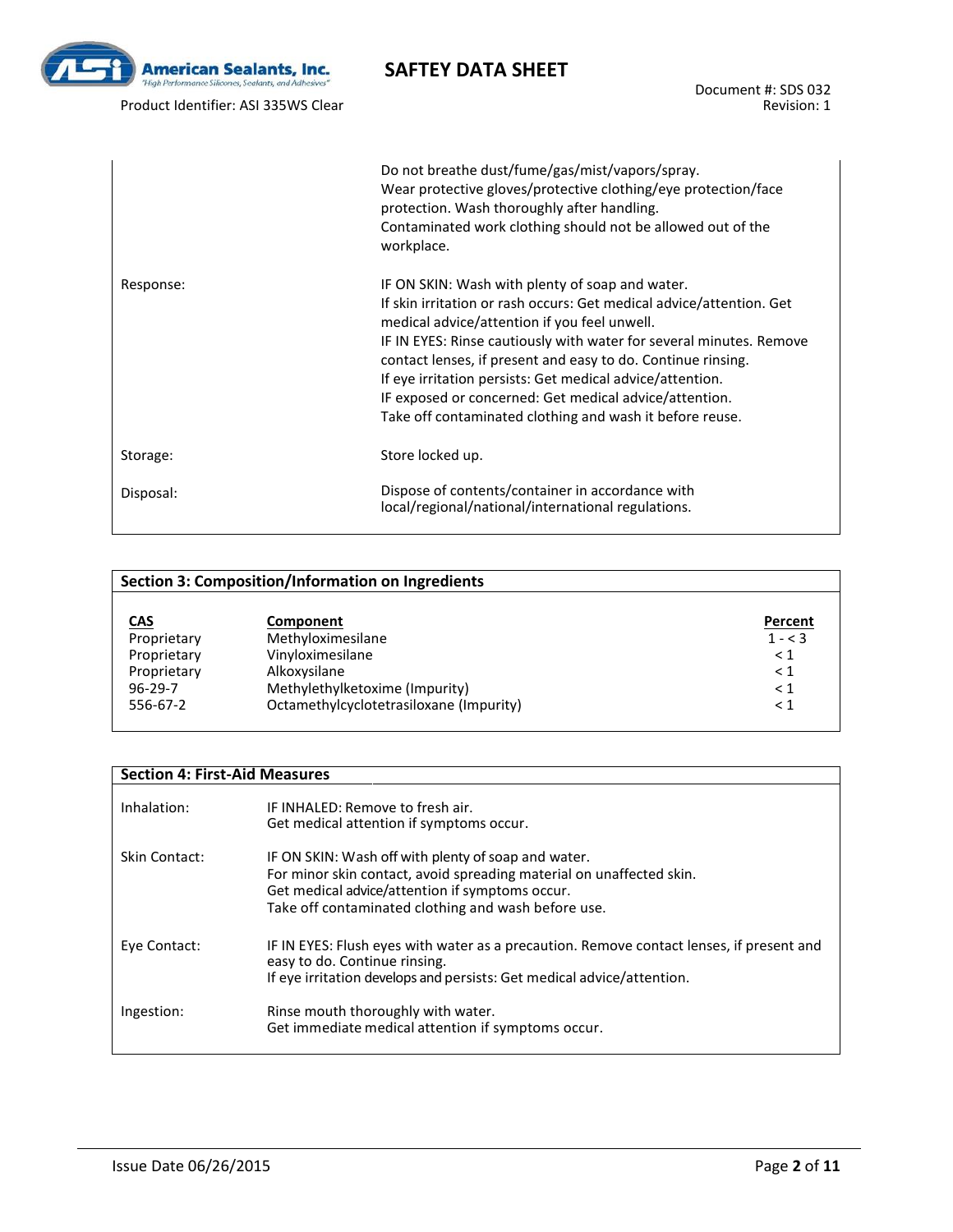| | |
|---|---|
| | Do not breathe dust/fume/gas/mist/vapors/spray.<br>Wear protective gloves/protective clothing/eye protection/face protection. Wash thoroughly after handling.<br>Contaminated work clothing should not be allowed out of the workplace. |
| Response: | IF ON SKIN: Wash with plenty of soap and water.<br>If skin irritation or rash occurs: Get medical advice/attention. Get medical advice/attention if you feel unwell.<br>IF IN EYES: Rinse cautiously with water for several minutes. Remove contact lenses, if present and easy to do. Continue rinsing.<br>If eye irritation persists: Get medical advice/attention.<br>IF exposed or concerned: Get medical advice/attention.<br>Take off contaminated clothing and wash it before reuse. |
| Storage: | Store locked up. |
| Disposal: | Dispose of contents/container in accordance with local/regional/national/international regulations. |

## Section 3: Composition/Information on Ingredients

| CAS | Component | Percent |
|---|---|---|
| Proprietary | Methyloximesilane | 1 - < 3 |
| Proprietary | Vinyloximesilane | < 1 |
| Proprietary | Alkoxysilane | < 1 |
| 96-29-7 | Methylethylketoxime (Impurity) | < 1 |
| 556-67-2 | Octamethylcyclotetrasiloxane (Impurity) | < 1 |

## Section 4: First-Aid Measures

| | |
|---|---|
| Inhalation: | IF INHALED: Remove to fresh air.<br>Get medical attention if symptoms occur. |
| Skin Contact: | IF ON SKIN: Wash off with plenty of soap and water.<br>For minor skin contact, avoid spreading material on unaffected skin.<br>Get medical advice/attention if symptoms occur.<br>Take off contaminated clothing and wash before use. |
| Eye Contact: | IF IN EYES: Flush eyes with water as a precaution. Remove contact lenses, if present and easy to do. Continue rinsing.<br>If eye irritation develops and persists: Get medical advice/attention. |
| Ingestion: | Rinse mouth thoroughly with water.<br>Get immediate medical attention if symptoms occur. |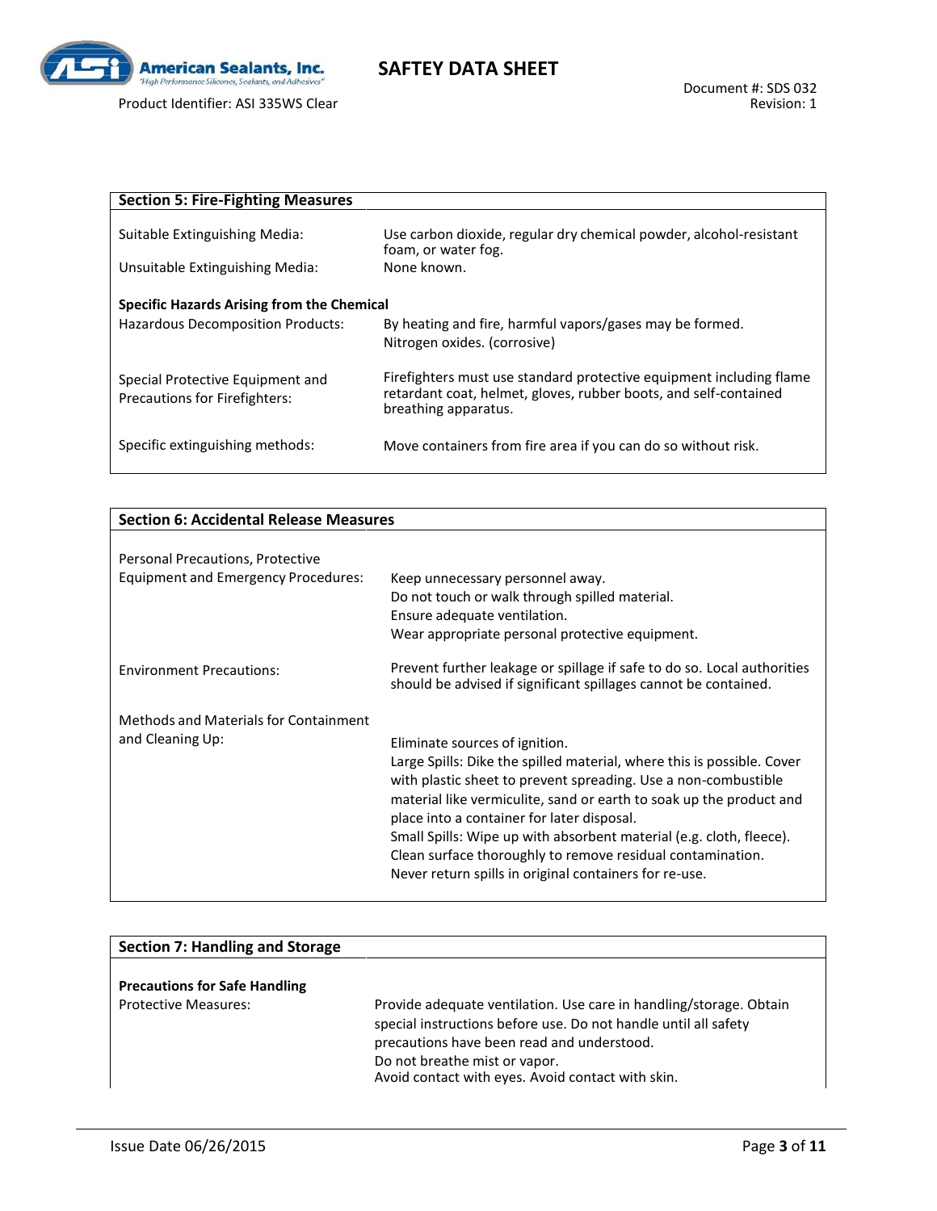## Section 5: Fire-Fighting Measures

| | |
|---|---|
| Suitable Extinguishing Media: | Use carbon dioxide, regular dry chemical powder, alcohol-resistant foam, or water fog. |
| Unsuitable Extinguishing Media: | None known. |

**Specific Hazards Arising from the Chemical**

| | |
|---|---|
| Hazardous Decomposition Products: | By heating and fire, harmful vapors/gases may be formed. Nitrogen oxides. (corrosive) |
| Special Protective Equipment and Precautions for Firefighters: | Firefighters must use standard protective equipment including flame retardant coat, helmet, gloves, rubber boots, and self-contained breathing apparatus. |
| Specific extinguishing methods: | Move containers from fire area if you can do so without risk. |

## Section 6: Accidental Release Measures

| | |
|---|---|
| Personal Precautions, Protective Equipment and Emergency Procedures: | Keep unnecessary personnel away.<br>Do not touch or walk through spilled material.<br>Ensure adequate ventilation.<br>Wear appropriate personal protective equipment. |
| Environment Precautions: | Prevent further leakage or spillage if safe to do so. Local authorities should be advised if significant spillages cannot be contained. |
| Methods and Materials for Containment and Cleaning Up: | Eliminate sources of ignition.<br>Large Spills: Dike the spilled material, where this is possible. Cover with plastic sheet to prevent spreading. Use a non-combustible material like vermiculite, sand or earth to soak up the product and place into a container for later disposal.<br>Small Spills: Wipe up with absorbent material (e.g. cloth, fleece). Clean surface thoroughly to remove residual contamination.<br>Never return spills in original containers for re-use. |

## Section 7: Handling and Storage

**Precautions for Safe Handling**

| | |
|---|---|
| Protective Measures: | Provide adequate ventilation. Use care in handling/storage. Obtain special instructions before use. Do not handle until all safety precautions have been read and understood.<br>Do not breathe mist or vapor.<br>Avoid contact with eyes. Avoid contact with skin. |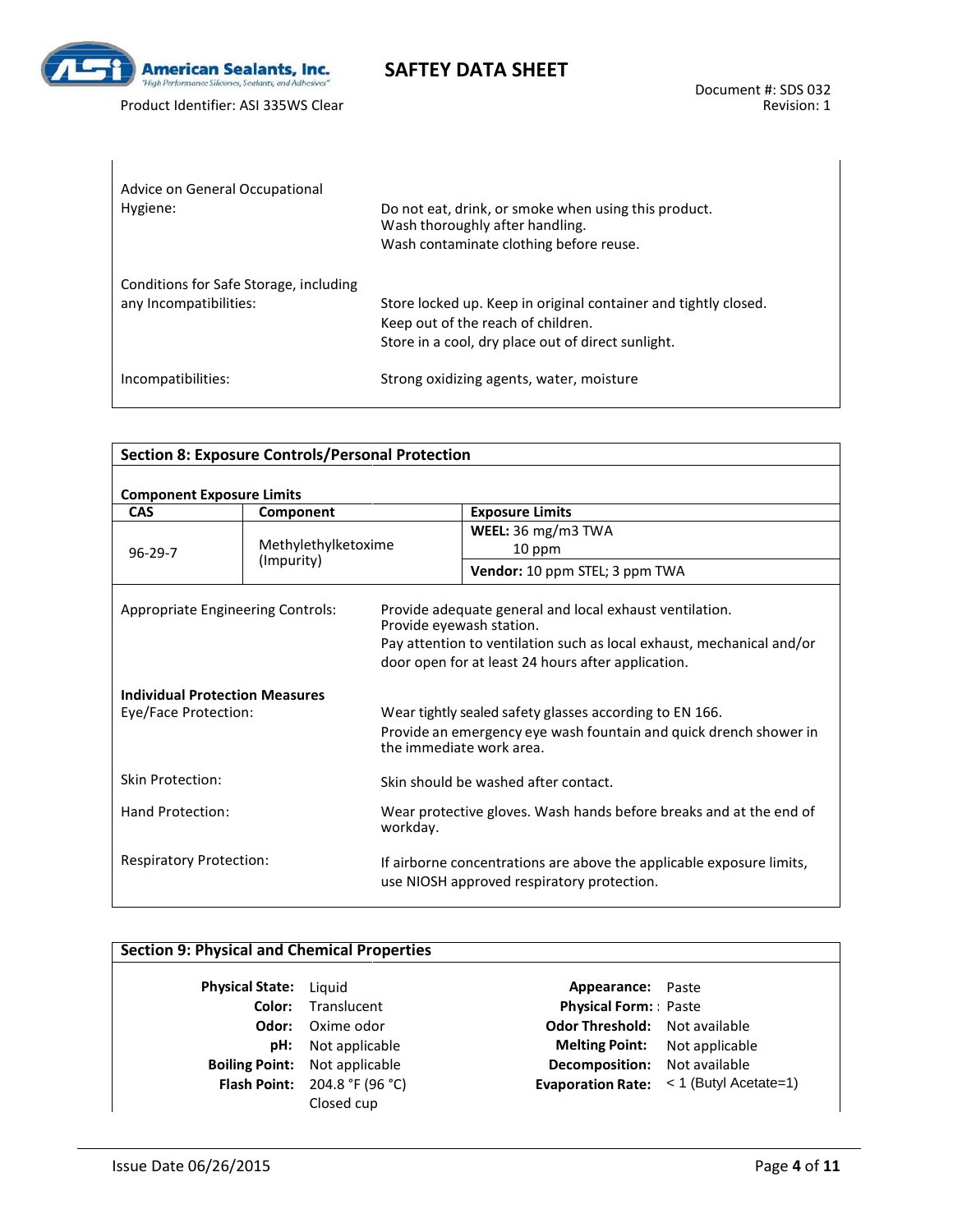| | |
|---|---|
| Advice on General Occupational Hygiene: | Do not eat, drink, or smoke when using this product.<br>Wash thoroughly after handling.<br>Wash contaminate clothing before reuse. |
| Conditions for Safe Storage, including any Incompatibilities: | Store locked up. Keep in original container and tightly closed.<br>Keep out of the reach of children.<br>Store in a cool, dry place out of direct sunlight. |
| Incompatibilities: | Strong oxidizing agents, water, moisture |

## Section 8: Exposure Controls/Personal Protection

**Component Exposure Limits**

| CAS | Component | Exposure Limits |
|---|---|---|
| 96-29-7 | Methylethylketoxime (Impurity) | **WEEL:** 36 mg/m3 TWA<br>10 ppm |
| | | **Vendor:** 10 ppm STEL; 3 ppm TWA |

| | |
|---|---|
| Appropriate Engineering Controls: | Provide adequate general and local exhaust ventilation.<br>Provide eyewash station.<br>Pay attention to ventilation such as local exhaust, mechanical and/or door open for at least 24 hours after application. |

**Individual Protection Measures**

| | |
|---|---|
| Eye/Face Protection: | Wear tightly sealed safety glasses according to EN 166.<br>Provide an emergency eye wash fountain and quick drench shower in the immediate work area. |
| Skin Protection: | Skin should be washed after contact. |
| Hand Protection: | Wear protective gloves. Wash hands before breaks and at the end of workday. |
| Respiratory Protection: | If airborne concentrations are above the applicable exposure limits, use NIOSH approved respiratory protection. |

## Section 9: Physical and Chemical Properties

| | | | |
|---|---|---|---|
| **Physical State:** | Liquid | **Appearance:** | Paste |
| **Color:** | Translucent | **Physical Form:** | Paste |
| **Odor:** | Oxime odor | **Odor Threshold:** | Not available |
| **pH:** | Not applicable | **Melting Point:** | Not applicable |
| **Boiling Point:** | Not applicable | **Decomposition:** | Not available |
| **Flash Point:** | 204.8 °F (96 °C) Closed cup | **Evaporation Rate:** | < 1 (Butyl Acetate=1) |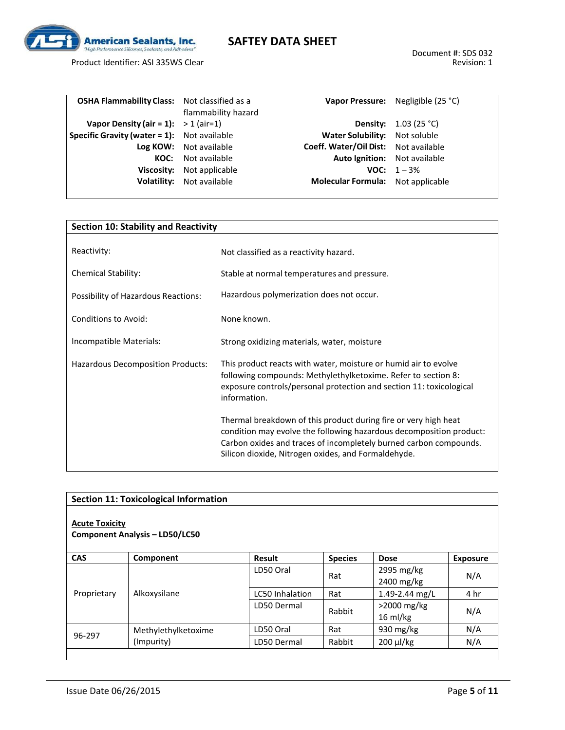| | | | |
|---|---|---|---|
| **OSHA Flammability Class:** | Not classified as a flammability hazard | **Vapor Pressure:** | Negligible (25 °C) |
| **Vapor Density (air = 1):** | > 1 (air=1) | **Density:** | 1.03 (25 °C) |
| **Specific Gravity (water = 1):** | Not available | **Water Solubility:** | Not soluble |
| **Log KOW:** | Not available | **Coeff. Water/Oil Dist:** | Not available |
| **KOC:** | Not available | **Auto Ignition:** | Not available |
| **Viscosity:** | Not applicable | **VOC:** | 1 – 3% |
| **Volatility:** | Not available | **Molecular Formula:** | Not applicable |

## Section 10: Stability and Reactivity

| | |
|---|---|
| Reactivity: | Not classified as a reactivity hazard. |
| Chemical Stability: | Stable at normal temperatures and pressure. |
| Possibility of Hazardous Reactions: | Hazardous polymerization does not occur. |
| Conditions to Avoid: | None known. |
| Incompatible Materials: | Strong oxidizing materials, water, moisture |
| Hazardous Decomposition Products: | This product reacts with water, moisture or humid air to evolve following compounds: Methylethylketoxime. Refer to section 8: exposure controls/personal protection and section 11: toxicological information.<br><br>Thermal breakdown of this product during fire or very high heat condition may evolve the following hazardous decomposition product: Carbon oxides and traces of incompletely burned carbon compounds. Silicon dioxide, Nitrogen oxides, and Formaldehyde. |

## Section 11: Toxicological Information

**Acute Toxicity**

**Component Analysis – LD50/LC50**

| CAS | Component | Result | Species | Dose | Exposure |
|---|---|---|---|---|---|
| Proprietary | Alkoxysilane | LD50 Oral | Rat | 2995 mg/kg<br>2400 mg/kg | N/A |
| | | LC50 Inhalation | Rat | 1.49-2.44 mg/L | 4 hr |
| | | LD50 Dermal | Rabbit | >2000 mg/kg<br>16 ml/kg | N/A |
| 96-297 | Methylethylketoxime (Impurity) | LD50 Oral | Rat | 930 mg/kg | N/A |
| | | LD50 Dermal | Rabbit | 200 µl/kg | N/A |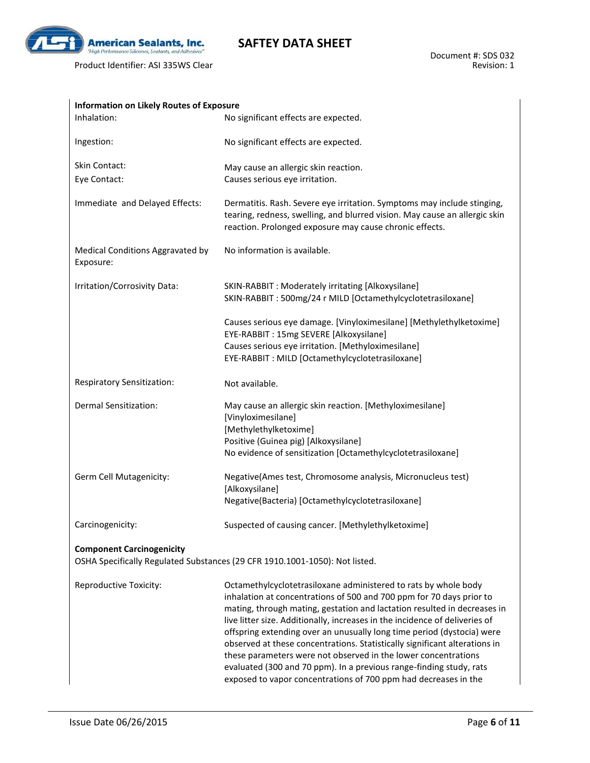**Information on Likely Routes of Exposure**

| | |
|---|---|
| Inhalation: | No significant effects are expected. |
| Ingestion: | No significant effects are expected. |
| Skin Contact: | May cause an allergic skin reaction. |
| Eye Contact: | Causes serious eye irritation. |
| Immediate and Delayed Effects: | Dermatitis. Rash. Severe eye irritation. Symptoms may include stinging, tearing, redness, swelling, and blurred vision. May cause an allergic skin reaction. Prolonged exposure may cause chronic effects. |
| Medical Conditions Aggravated by Exposure: | No information is available. |
| Irritation/Corrosivity Data: | SKIN-RABBIT : Moderately irritating [Alkoxysilane]<br>SKIN-RABBIT : 500mg/24 r MILD [Octamethylcyclotetrasiloxane]<br><br>Causes serious eye damage. [Vinyloximesilane] [Methylethylketoxime]<br>EYE-RABBIT : 15mg SEVERE [Alkoxysilane]<br>Causes serious eye irritation. [Methyloximesilane]<br>EYE-RABBIT : MILD [Octamethylcyclotetrasiloxane] |
| Respiratory Sensitization: | Not available. |
| Dermal Sensitization: | May cause an allergic skin reaction. [Methyloximesilane] [Vinyloximesilane]<br>[Methylethylketoxime]<br>Positive (Guinea pig) [Alkoxysilane]<br>No evidence of sensitization [Octamethylcyclotetrasiloxane] |
| Germ Cell Mutagenicity: | Negative(Ames test, Chromosome analysis, Micronucleus test) [Alkoxysilane]<br>Negative(Bacteria) [Octamethylcyclotetrasiloxane] |
| Carcinogenicity: | Suspected of causing cancer. [Methylethylketoxime] |

**Component Carcinogenicity**

OSHA Specifically Regulated Substances (29 CFR 1910.1001-1050): Not listed.

| | |
|---|---|
| Reproductive Toxicity: | Octamethylcyclotetrasiloxane administered to rats by whole body inhalation at concentrations of 500 and 700 ppm for 70 days prior to mating, through mating, gestation and lactation resulted in decreases in live litter size. Additionally, increases in the incidence of deliveries of offspring extending over an unusually long time period (dystocia) were observed at these concentrations. Statistically significant alterations in these parameters were not observed in the lower concentrations evaluated (300 and 70 ppm). In a previous range-finding study, rats exposed to vapor concentrations of 700 ppm had decreases in the |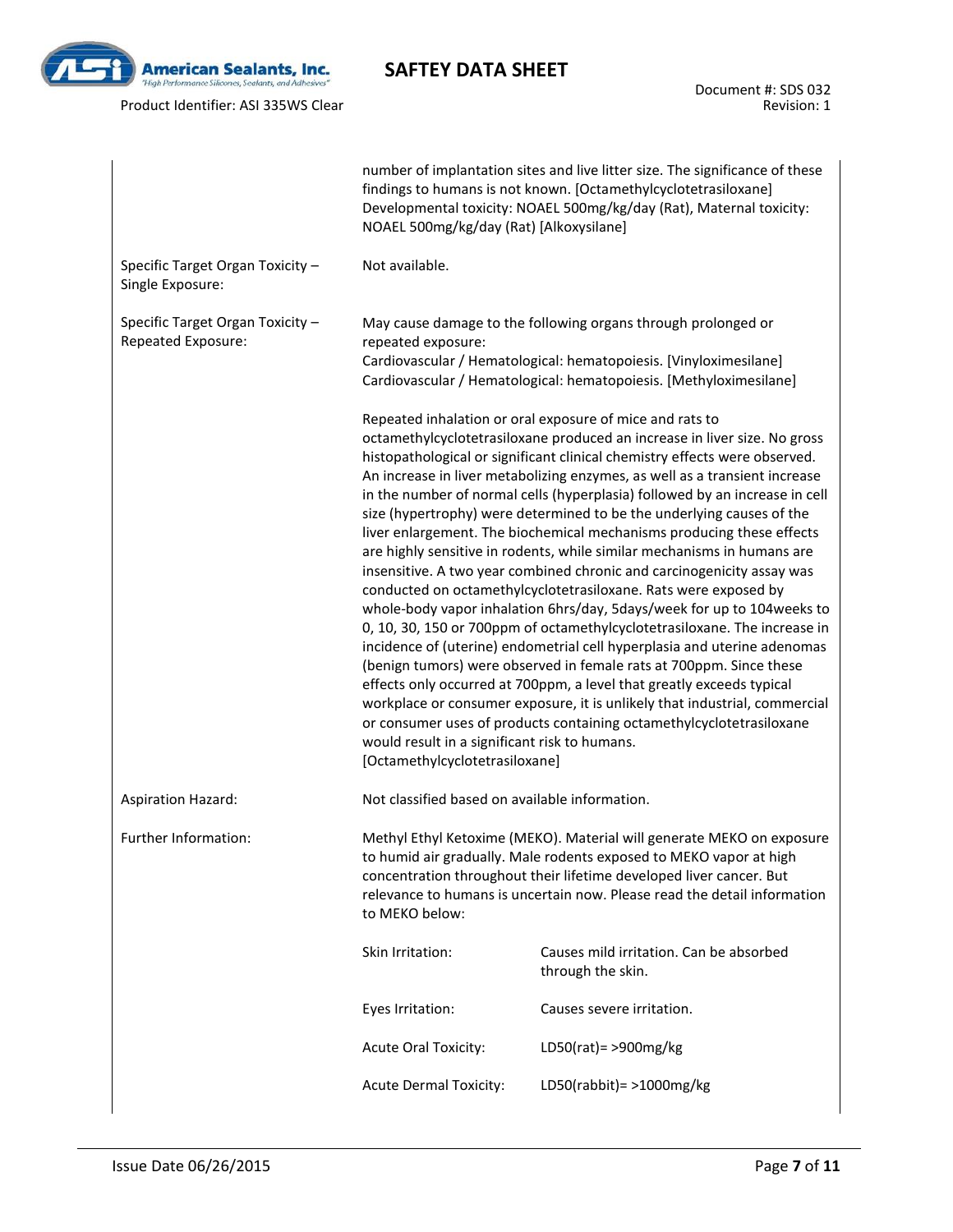| | |
|---|---|
| | number of implantation sites and live litter size. The significance of these findings to humans is not known. [Octamethylcyclotetrasiloxane] Developmental toxicity: NOAEL 500mg/kg/day (Rat), Maternal toxicity: NOAEL 500mg/kg/day (Rat) [Alkoxysilane] |
| Specific Target Organ Toxicity – Single Exposure: | Not available. |
| Specific Target Organ Toxicity – Repeated Exposure: | May cause damage to the following organs through prolonged or repeated exposure:<br>Cardiovascular / Hematological: hematopoiesis. [Vinyloximesilane]<br>Cardiovascular / Hematological: hematopoiesis. [Methyloximesilane]<br><br>Repeated inhalation or oral exposure of mice and rats to octamethylcyclotetrasiloxane produced an increase in liver size. No gross histopathological or significant clinical chemistry effects were observed. An increase in liver metabolizing enzymes, as well as a transient increase in the number of normal cells (hyperplasia) followed by an increase in cell size (hypertrophy) were determined to be the underlying causes of the liver enlargement. The biochemical mechanisms producing these effects are highly sensitive in rodents, while similar mechanisms in humans are insensitive. A two year combined chronic and carcinogenicity assay was conducted on octamethylcyclotetrasiloxane. Rats were exposed by whole-body vapor inhalation 6hrs/day, 5days/week for up to 104weeks to 0, 10, 30, 150 or 700ppm of octamethylcyclotetrasiloxane. The increase in incidence of (uterine) endometrial cell hyperplasia and uterine adenomas (benign tumors) were observed in female rats at 700ppm. Since these effects only occurred at 700ppm, a level that greatly exceeds typical workplace or consumer exposure, it is unlikely that industrial, commercial or consumer uses of products containing octamethylcyclotetrasiloxane would result in a significant risk to humans. [Octamethylcyclotetrasiloxane] |
| Aspiration Hazard: | Not classified based on available information. |
| Further Information: | Methyl Ethyl Ketoxime (MEKO). Material will generate MEKO on exposure to humid air gradually. Male rodents exposed to MEKO vapor at high concentration throughout their lifetime developed liver cancer. But relevance to humans is uncertain now. Please read the detail information to MEKO below: |

| | |
|---|---|
| Skin Irritation: | Causes mild irritation. Can be absorbed through the skin. |
| Eyes Irritation: | Causes severe irritation. |
| Acute Oral Toxicity: | LD50(rat)= >900mg/kg |
| Acute Dermal Toxicity: | LD50(rabbit)= >1000mg/kg |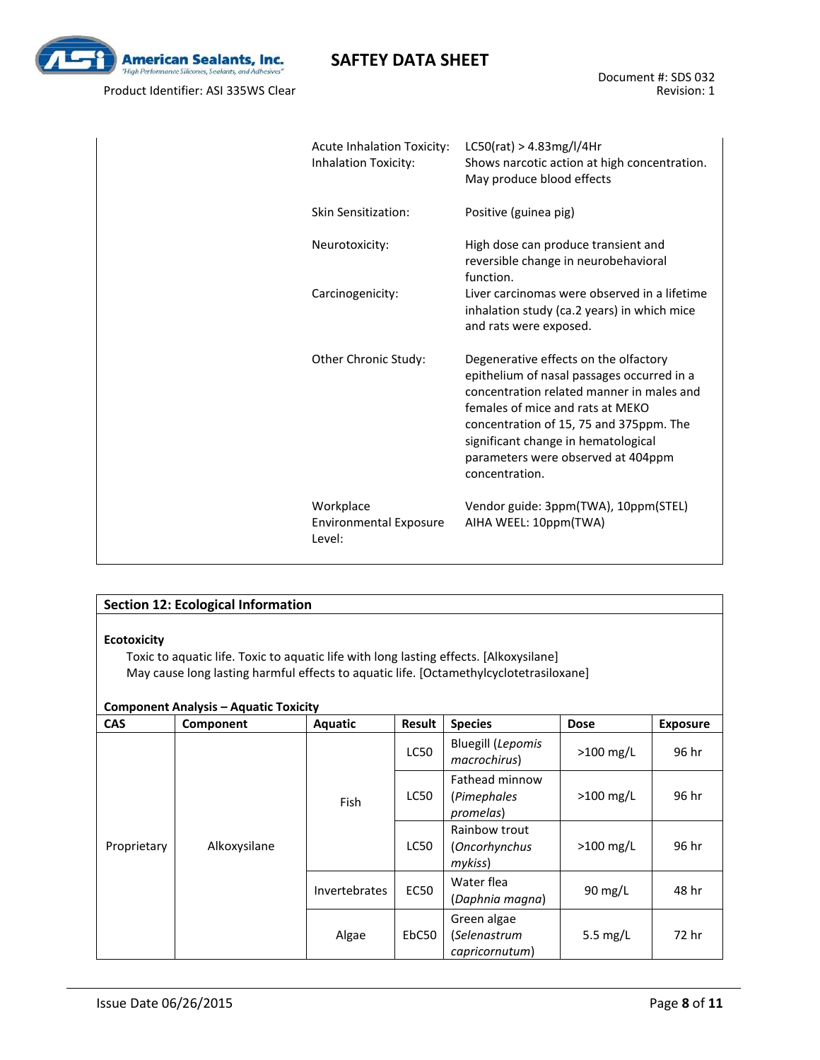| | |
|---|---|
| Acute Inhalation Toxicity: | LC50(rat) > 4.83mg/l/4Hr |
| Inhalation Toxicity: | Shows narcotic action at high concentration. May produce blood effects |
| Skin Sensitization: | Positive (guinea pig) |
| Neurotoxicity: | High dose can produce transient and reversible change in neurobehavioral function. |
| Carcinogenicity: | Liver carcinomas were observed in a lifetime inhalation study (ca.2 years) in which mice and rats were exposed. |
| Other Chronic Study: | Degenerative effects on the olfactory epithelium of nasal passages occurred in a concentration related manner in males and females of mice and rats at MEKO concentration of 15, 75 and 375ppm. The significant change in hematological parameters were observed at 404ppm concentration. |
| Workplace Environmental Exposure Level: | Vendor guide: 3ppm(TWA), 10ppm(STEL)<br>AIHA WEEL: 10ppm(TWA) |

## Section 12: Ecological Information

**Ecotoxicity**

Toxic to aquatic life. Toxic to aquatic life with long lasting effects. [Alkoxysilane]
May cause long lasting harmful effects to aquatic life. [Octamethylcyclotetrasiloxane]

**Component Analysis – Aquatic Toxicity**

| CAS | Component | Aquatic | Result | Species | Dose | Exposure |
|---|---|---|---|---|---|---|
| Proprietary | Alkoxysilane | Fish | LC50 | Bluegill (*Lepomis macrochirus*) | >100 mg/L | 96 hr |
| | | | LC50 | Fathead minnow (*Pimephales promelas*) | >100 mg/L | 96 hr |
| | | | LC50 | Rainbow trout (*Oncorhynchus mykiss*) | >100 mg/L | 96 hr |
| | | Invertebrates | EC50 | Water flea (*Daphnia magna*) | 90 mg/L | 48 hr |
| | | Algae | EbC50 | Green algae (*Selenastrum capricornutum*) | 5.5 mg/L | 72 hr |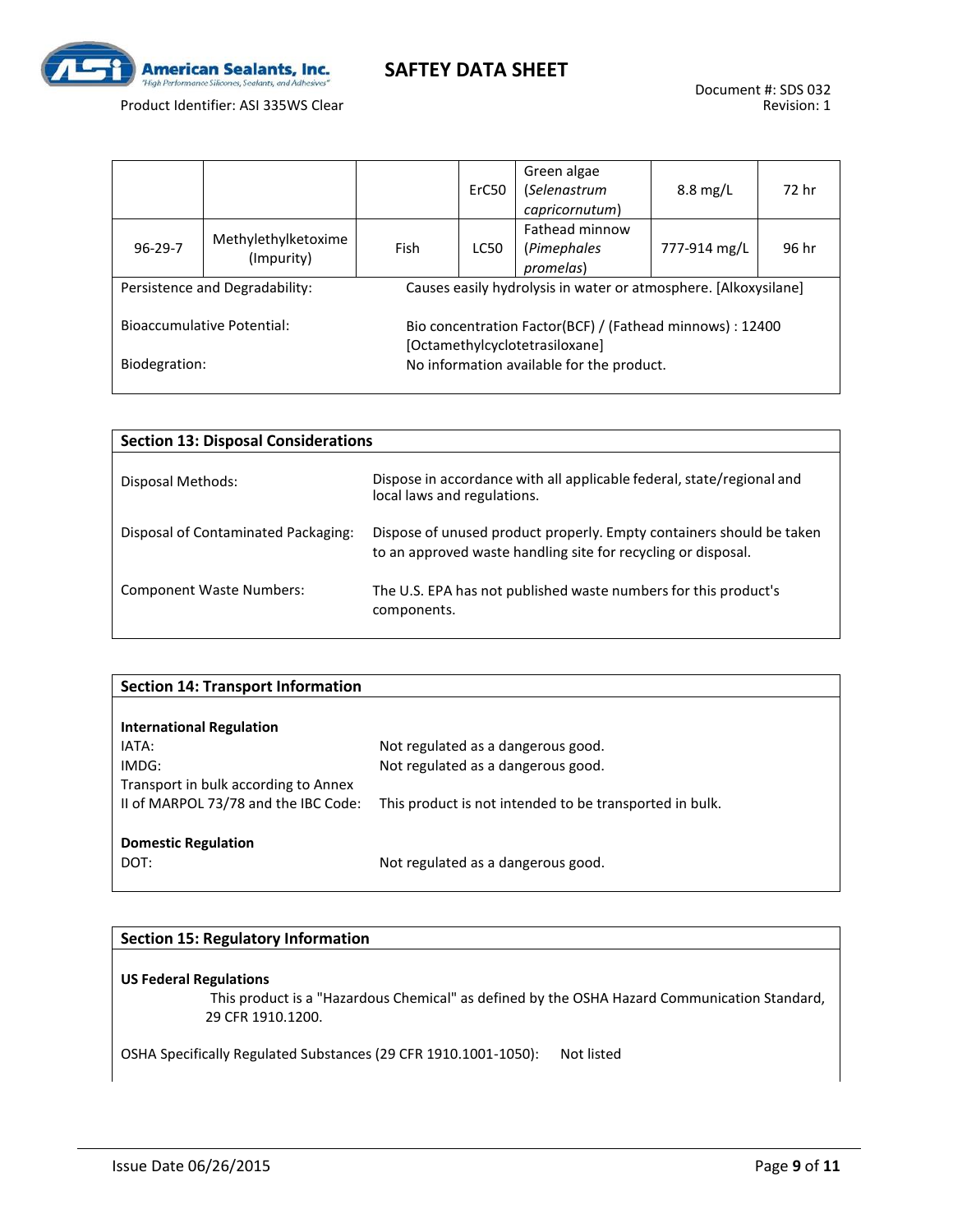| | | | ErC50 | Green algae (*Selenastrum capricornutum*) | 8.8 mg/L | 72 hr |
|---|---|---|---|---|---|---|
| 96-29-7 | Methylethylketoxime (Impurity) | Fish | LC50 | Fathead minnow (*Pimephales promelas*) | 777-914 mg/L | 96 hr |

| | |
|---|---|
| Persistence and Degradability: | Causes easily hydrolysis in water or atmosphere. [Alkoxysilane] |
| Bioaccumulative Potential: | Bio concentration Factor(BCF) / (Fathead minnows) : 12400 [Octamethylcyclotetrasiloxane] |
| Biodegration: | No information available for the product. |

## Section 13: Disposal Considerations

| | |
|---|---|
| Disposal Methods: | Dispose in accordance with all applicable federal, state/regional and local laws and regulations. |
| Disposal of Contaminated Packaging: | Dispose of unused product properly. Empty containers should be taken to an approved waste handling site for recycling or disposal. |
| Component Waste Numbers: | The U.S. EPA has not published waste numbers for this product's components. |

## Section 14: Transport Information

**International Regulation**

| | |
|---|---|
| IATA: | Not regulated as a dangerous good. |
| IMDG: | Not regulated as a dangerous good. |
| Transport in bulk according to Annex II of MARPOL 73/78 and the IBC Code: | This product is not intended to be transported in bulk. |

**Domestic Regulation**

| | |
|---|---|
| DOT: | Not regulated as a dangerous good. |

## Section 15: Regulatory Information

**US Federal Regulations**

This product is a "Hazardous Chemical" as defined by the OSHA Hazard Communication Standard, 29 CFR 1910.1200.

OSHA Specifically Regulated Substances (29 CFR 1910.1001-1050): Not listed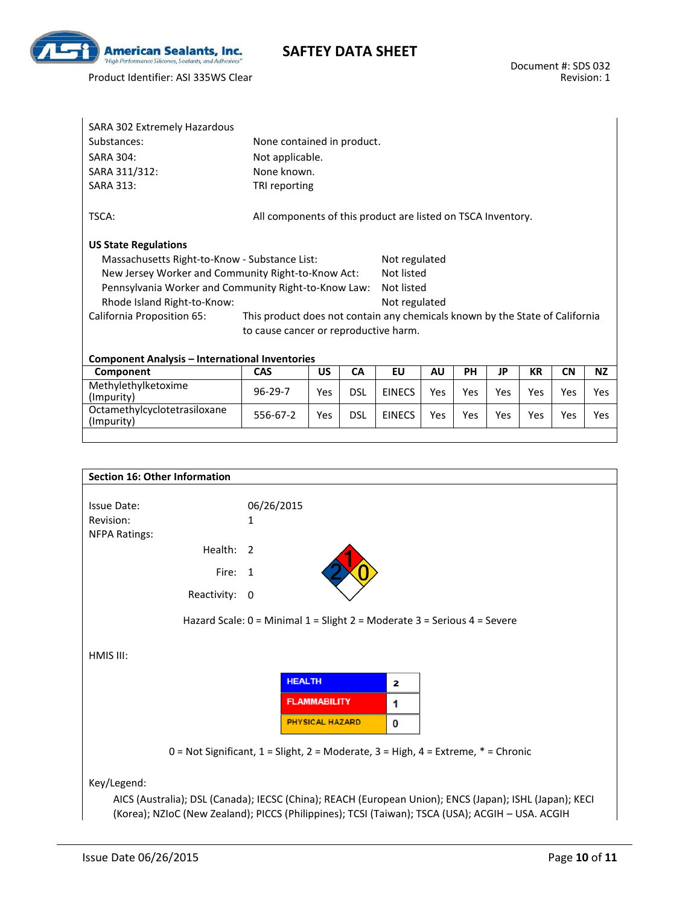SARA 302 Extremely Hazardous Substances: None contained in product.

SARA 304: Not applicable.

SARA 311/312: None known.

SARA 313: TRI reporting

TSCA: All components of this product are listed on TSCA Inventory.

**US State Regulations**

Massachusetts Right-to-Know - Substance List: Not regulated

New Jersey Worker and Community Right-to-Know Act: Not listed

Pennsylvania Worker and Community Right-to-Know Law: Not listed

Rhode Island Right-to-Know: Not regulated

California Proposition 65: This product does not contain any chemicals known by the State of California to cause cancer or reproductive harm.

**Component Analysis – International Inventories**

| Component | CAS | US | CA | EU | AU | PH | JP | KR | CN | NZ |
|---|---|---|---|---|---|---|---|---|---|---|
| Methylethylketoxime (Impurity) | 96-29-7 | Yes | DSL | EINECS | Yes | Yes | Yes | Yes | Yes | Yes |
| Octamethylcyclotetrasiloxane (Impurity) | 556-67-2 | Yes | DSL | EINECS | Yes | Yes | Yes | Yes | Yes | Yes |

## Section 16: Other Information

Issue Date: 06/26/2015

Revision: 1

NFPA Ratings:

Health: 2

Fire: 1

Reactivity: 0

Hazard Scale: 0 = Minimal 1 = Slight 2 = Moderate 3 = Serious 4 = Severe

HMIS III:

| HEALTH | 2 |
|---|---|
| FLAMMABILITY | 1 |
| PHYSICAL HAZARD | 0 |

0 = Not Significant, 1 = Slight, 2 = Moderate, 3 = High, 4 = Extreme, * = Chronic

Key/Legend:

AICS (Australia); DSL (Canada); IECSC (China); REACH (European Union); ENCS (Japan); ISHL (Japan); KECI (Korea); NZIoC (New Zealand); PICCS (Philippines); TCSI (Taiwan); TSCA (USA); ACGIH – USA. ACGIH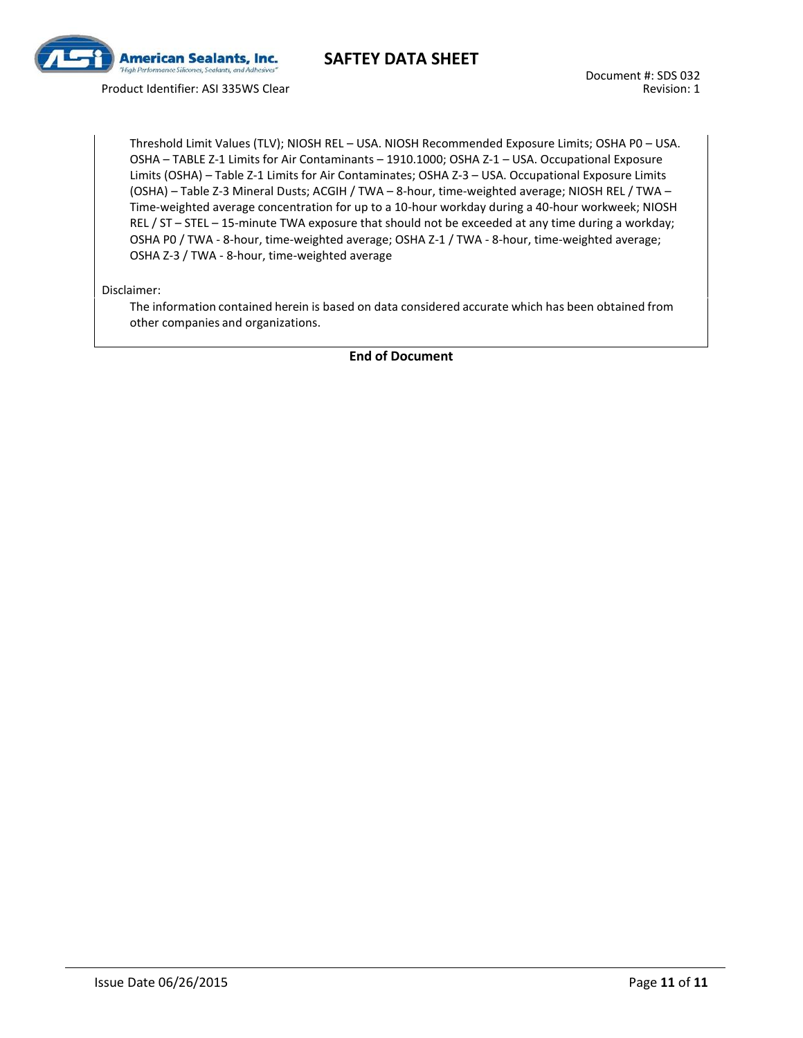Threshold Limit Values (TLV); NIOSH REL – USA. NIOSH Recommended Exposure Limits; OSHA P0 – USA. OSHA – TABLE Z-1 Limits for Air Contaminants – 1910.1000; OSHA Z-1 – USA. Occupational Exposure Limits (OSHA) – Table Z-1 Limits for Air Contaminates; OSHA Z-3 – USA. Occupational Exposure Limits (OSHA) – Table Z-3 Mineral Dusts; ACGIH / TWA – 8-hour, time-weighted average; NIOSH REL / TWA – Time-weighted average concentration for up to a 10-hour workday during a 40-hour workweek; NIOSH REL / ST – STEL – 15-minute TWA exposure that should not be exceeded at any time during a workday; OSHA P0 / TWA - 8-hour, time-weighted average; OSHA Z-1 / TWA - 8-hour, time-weighted average; OSHA Z-3 / TWA - 8-hour, time-weighted average

Disclaimer:

The information contained herein is based on data considered accurate which has been obtained from other companies and organizations.

**End of Document**